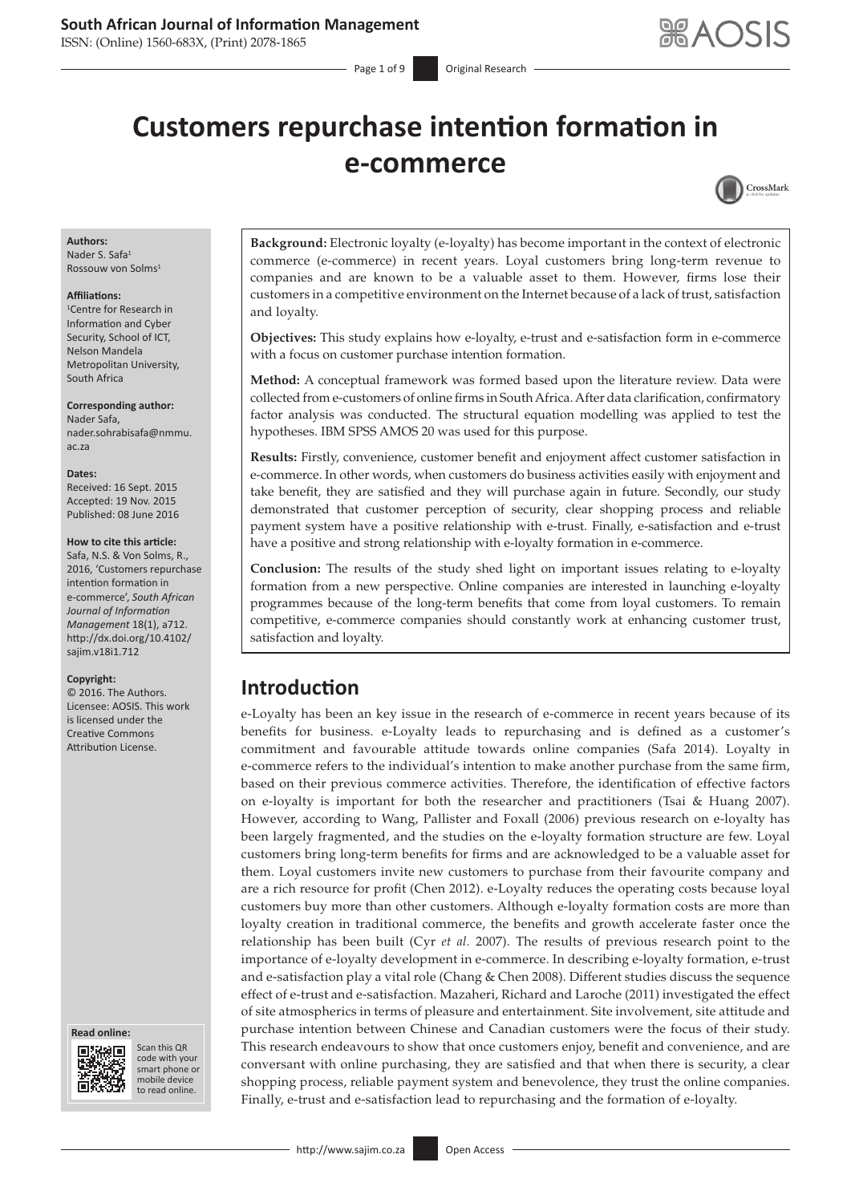# Customers repurchase intention formation in e-commerce

**Authors:**
Nader S. Safa[1]
Rossouw von Solms[1]

**Affiliations:**
[1]Centre for Research in Information and Cyber Security, School of ICT, Nelson Mandela Metropolitan University, South Africa

**Corresponding author:**
Nader Safa,
nader.sohrabisafa@nmmu.ac.za

**Dates:**
Received: 16 Sept. 2015
Accepted: 19 Nov. 2015
Published: 08 June 2016

**How to cite this article:**
Safa, N.S. & Von Solms, R., 2016, 'Customers repurchase intention formation in e-commerce', *South African Journal of Information Management* 18(1), a712. http://dx.doi.org/10.4102/sajim.v18i1.712

**Copyright:**
© 2016. The Authors. Licensee: AOSIS. This work is licensed under the Creative Commons Attribution License.

**Background:** Electronic loyalty (e-loyalty) has become important in the context of electronic commerce (e-commerce) in recent years. Loyal customers bring long-term revenue to companies and are known to be a valuable asset to them. However, firms lose their customers in a competitive environment on the Internet because of a lack of trust, satisfaction and loyalty.

**Objectives:** This study explains how e-loyalty, e-trust and e-satisfaction form in e-commerce with a focus on customer purchase intention formation.

**Method:** A conceptual framework was formed based upon the literature review. Data were collected from e-customers of online firms in South Africa. After data clarification, confirmatory factor analysis was conducted. The structural equation modelling was applied to test the hypotheses. IBM SPSS AMOS 20 was used for this purpose.

**Results:** Firstly, convenience, customer benefit and enjoyment affect customer satisfaction in e-commerce. In other words, when customers do business activities easily with enjoyment and take benefit, they are satisfied and they will purchase again in future. Secondly, our study demonstrated that customer perception of security, clear shopping process and reliable payment system have a positive relationship with e-trust. Finally, e-satisfaction and e-trust have a positive and strong relationship with e-loyalty formation in e-commerce.

**Conclusion:** The results of the study shed light on important issues relating to e-loyalty formation from a new perspective. Online companies are interested in launching e-loyalty programmes because of the long-term benefits that come from loyal customers. To remain competitive, e-commerce companies should constantly work at enhancing customer trust, satisfaction and loyalty.

## Introduction

e-Loyalty has been an key issue in the research of e-commerce in recent years because of its benefits for business. e-Loyalty leads to repurchasing and is defined as a customer's commitment and favourable attitude towards online companies (Safa 2014). Loyalty in e-commerce refers to the individual's intention to make another purchase from the same firm, based on their previous commerce activities. Therefore, the identification of effective factors on e-loyalty is important for both the researcher and practitioners (Tsai & Huang 2007). However, according to Wang, Pallister and Foxall (2006) previous research on e-loyalty has been largely fragmented, and the studies on the e-loyalty formation structure are few. Loyal customers bring long-term benefits for firms and are acknowledged to be a valuable asset for them. Loyal customers invite new customers to purchase from their favourite company and are a rich resource for profit (Chen 2012). e-Loyalty reduces the operating costs because loyal customers buy more than other customers. Although e-loyalty formation costs are more than loyalty creation in traditional commerce, the benefits and growth accelerate faster once the relationship has been built (Cyr *et al.* 2007). The results of previous research point to the importance of e-loyalty development in e-commerce. In describing e-loyalty formation, e-trust and e-satisfaction play a vital role (Chang & Chen 2008). Different studies discuss the sequence effect of e-trust and e-satisfaction. Mazaheri, Richard and Laroche (2011) investigated the effect of site atmospherics in terms of pleasure and entertainment. Site involvement, site attitude and purchase intention between Chinese and Canadian customers were the focus of their study. This research endeavours to show that once customers enjoy, benefit and convenience, and are conversant with online purchasing, they are satisfied and that when there is security, a clear shopping process, reliable payment system and benevolence, they trust the online companies. Finally, e-trust and e-satisfaction lead to repurchasing and the formation of e-loyalty.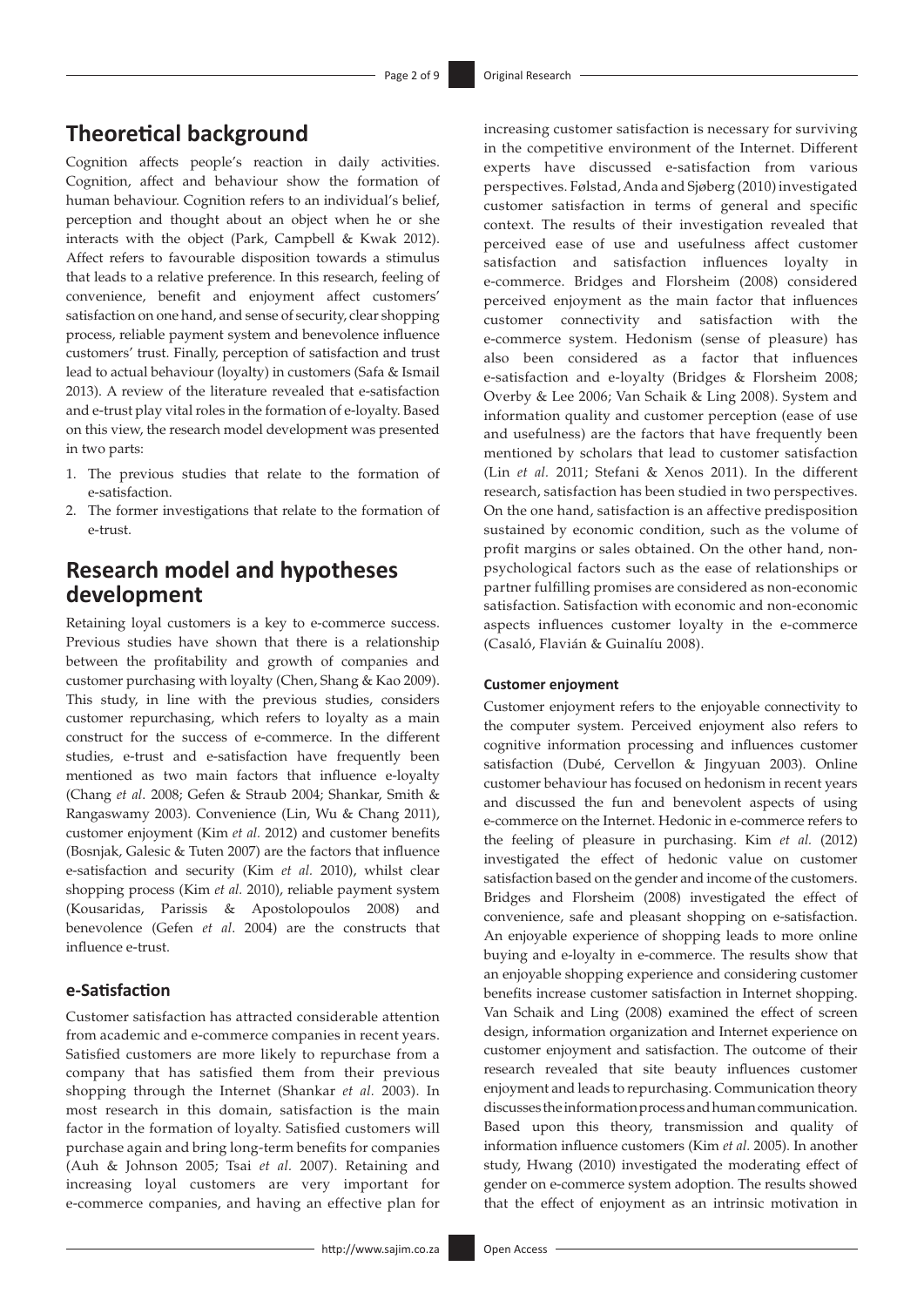## Theoretical background

Cognition affects people's reaction in daily activities. Cognition, affect and behaviour show the formation of human behaviour. Cognition refers to an individual's belief, perception and thought about an object when he or she interacts with the object (Park, Campbell & Kwak 2012). Affect refers to favourable disposition towards a stimulus that leads to a relative preference. In this research, feeling of convenience, benefit and enjoyment affect customers' satisfaction on one hand, and sense of security, clear shopping process, reliable payment system and benevolence influence customers' trust. Finally, perception of satisfaction and trust lead to actual behaviour (loyalty) in customers (Safa & Ismail 2013). A review of the literature revealed that e-satisfaction and e-trust play vital roles in the formation of e-loyalty. Based on this view, the research model development was presented in two parts:

1. The previous studies that relate to the formation of e-satisfaction.
2. The former investigations that relate to the formation of e-trust.

## Research model and hypotheses development

Retaining loyal customers is a key to e-commerce success. Previous studies have shown that there is a relationship between the profitability and growth of companies and customer purchasing with loyalty (Chen, Shang & Kao 2009). This study, in line with the previous studies, considers customer repurchasing, which refers to loyalty as a main construct for the success of e-commerce. In the different studies, e-trust and e-satisfaction have frequently been mentioned as two main factors that influence e-loyalty (Chang *et al.* 2008; Gefen & Straub 2004; Shankar, Smith & Rangaswamy 2003). Convenience (Lin, Wu & Chang 2011), customer enjoyment (Kim *et al.* 2012) and customer benefits (Bosnjak, Galesic & Tuten 2007) are the factors that influence e-satisfaction and security (Kim *et al.* 2010), whilst clear shopping process (Kim *et al.* 2010), reliable payment system (Kousaridas, Parissis & Apostolopoulos 2008) and benevolence (Gefen *et al*. 2004) are the constructs that influence e-trust.

### e-Satisfaction

Customer satisfaction has attracted considerable attention from academic and e-commerce companies in recent years. Satisfied customers are more likely to repurchase from a company that has satisfied them from their previous shopping through the Internet (Shankar *et al.* 2003). In most research in this domain, satisfaction is the main factor in the formation of loyalty. Satisfied customers will purchase again and bring long-term benefits for companies (Auh & Johnson 2005; Tsai *et al.* 2007). Retaining and increasing loyal customers are very important for e-commerce companies, and having an effective plan for increasing customer satisfaction is necessary for surviving in the competitive environment of the Internet. Different experts have discussed e-satisfaction from various perspectives. Følstad, Anda and Sjøberg (2010) investigated customer satisfaction in terms of general and specific context. The results of their investigation revealed that perceived ease of use and usefulness affect customer satisfaction and satisfaction influences loyalty in e-commerce. Bridges and Florsheim (2008) considered perceived enjoyment as the main factor that influences customer connectivity and satisfaction with the e-commerce system. Hedonism (sense of pleasure) has also been considered as a factor that influences e-satisfaction and e-loyalty (Bridges & Florsheim 2008; Overby & Lee 2006; Van Schaik & Ling 2008). System and information quality and customer perception (ease of use and usefulness) are the factors that have frequently been mentioned by scholars that lead to customer satisfaction (Lin *et al.* 2011; Stefani & Xenos 2011). In the different research, satisfaction has been studied in two perspectives. On the one hand, satisfaction is an affective predisposition sustained by economic condition, such as the volume of profit margins or sales obtained. On the other hand, non-psychological factors such as the ease of relationships or partner fulfilling promises are considered as non-economic satisfaction. Satisfaction with economic and non-economic aspects influences customer loyalty in the e-commerce (Casaló, Flavián & Guinalíu 2008).

#### Customer enjoyment

Customer enjoyment refers to the enjoyable connectivity to the computer system. Perceived enjoyment also refers to cognitive information processing and influences customer satisfaction (Dubé, Cervellon & Jingyuan 2003). Online customer behaviour has focused on hedonism in recent years and discussed the fun and benevolent aspects of using e-commerce on the Internet. Hedonic in e-commerce refers to the feeling of pleasure in purchasing. Kim *et al.* (2012) investigated the effect of hedonic value on customer satisfaction based on the gender and income of the customers. Bridges and Florsheim (2008) investigated the effect of convenience, safe and pleasant shopping on e-satisfaction. An enjoyable experience of shopping leads to more online buying and e-loyalty in e-commerce. The results show that an enjoyable shopping experience and considering customer benefits increase customer satisfaction in Internet shopping. Van Schaik and Ling (2008) examined the effect of screen design, information organization and Internet experience on customer enjoyment and satisfaction. The outcome of their research revealed that site beauty influences customer enjoyment and leads to repurchasing. Communication theory discusses the information process and human communication. Based upon this theory, transmission and quality of information influence customers (Kim *et al.* 2005). In another study, Hwang (2010) investigated the moderating effect of gender on e-commerce system adoption. The results showed that the effect of enjoyment as an intrinsic motivation in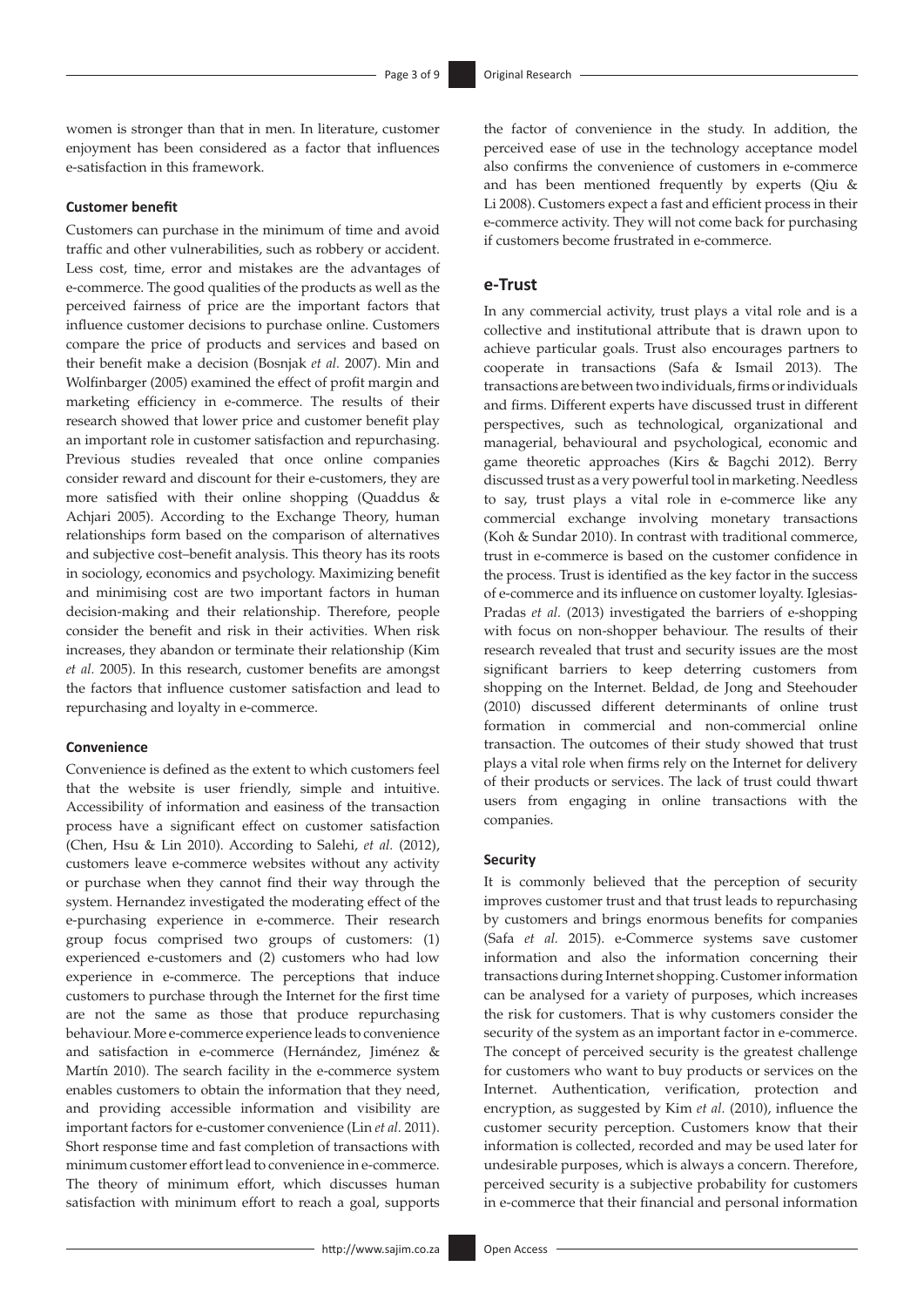women is stronger than that in men. In literature, customer enjoyment has been considered as a factor that influences e-satisfaction in this framework.

### Customer benefit

Customers can purchase in the minimum of time and avoid traffic and other vulnerabilities, such as robbery or accident. Less cost, time, error and mistakes are the advantages of e-commerce. The good qualities of the products as well as the perceived fairness of price are the important factors that influence customer decisions to purchase online. Customers compare the price of products and services and based on their benefit make a decision (Bosnjak *et al.* 2007). Min and Wolfinbarger (2005) examined the effect of profit margin and marketing efficiency in e-commerce. The results of their research showed that lower price and customer benefit play an important role in customer satisfaction and repurchasing. Previous studies revealed that once online companies consider reward and discount for their e-customers, they are more satisfied with their online shopping (Quaddus & Achjari 2005). According to the Exchange Theory, human relationships form based on the comparison of alternatives and subjective cost–benefit analysis. This theory has its roots in sociology, economics and psychology. Maximizing benefit and minimising cost are two important factors in human decision-making and their relationship. Therefore, people consider the benefit and risk in their activities. When risk increases, they abandon or terminate their relationship (Kim *et al.* 2005). In this research, customer benefits are amongst the factors that influence customer satisfaction and lead to repurchasing and loyalty in e-commerce.

### Convenience

Convenience is defined as the extent to which customers feel that the website is user friendly, simple and intuitive. Accessibility of information and easiness of the transaction process have a significant effect on customer satisfaction (Chen, Hsu & Lin 2010). According to Salehi, *et al.* (2012), customers leave e-commerce websites without any activity or purchase when they cannot find their way through the system. Hernandez investigated the moderating effect of the e-purchasing experience in e-commerce. Their research group focus comprised two groups of customers: (1) experienced e-customers and (2) customers who had low experience in e-commerce. The perceptions that induce customers to purchase through the Internet for the first time are not the same as those that produce repurchasing behaviour. More e-commerce experience leads to convenience and satisfaction in e-commerce (Hernández, Jiménez & Martín 2010). The search facility in the e-commerce system enables customers to obtain the information that they need, and providing accessible information and visibility are important factors for e-customer convenience (Lin *et al.* 2011). Short response time and fast completion of transactions with minimum customer effort lead to convenience in e-commerce. The theory of minimum effort, which discusses human satisfaction with minimum effort to reach a goal, supports the factor of convenience in the study. In addition, the perceived ease of use in the technology acceptance model also confirms the convenience of customers in e-commerce and has been mentioned frequently by experts (Qiu & Li 2008). Customers expect a fast and efficient process in their e-commerce activity. They will not come back for purchasing if customers become frustrated in e-commerce.

## e-Trust

In any commercial activity, trust plays a vital role and is a collective and institutional attribute that is drawn upon to achieve particular goals. Trust also encourages partners to cooperate in transactions (Safa & Ismail 2013). The transactions are between two individuals, firms or individuals and firms. Different experts have discussed trust in different perspectives, such as technological, organizational and managerial, behavioural and psychological, economic and game theoretic approaches (Kirs & Bagchi 2012). Berry discussed trust as a very powerful tool in marketing. Needless to say, trust plays a vital role in e-commerce like any commercial exchange involving monetary transactions (Koh & Sundar 2010). In contrast with traditional commerce, trust in e-commerce is based on the customer confidence in the process. Trust is identified as the key factor in the success of e-commerce and its influence on customer loyalty. Iglesias-Pradas *et al.* (2013) investigated the barriers of e-shopping with focus on non-shopper behaviour. The results of their research revealed that trust and security issues are the most significant barriers to keep deterring customers from shopping on the Internet. Beldad, de Jong and Steehouder (2010) discussed different determinants of online trust formation in commercial and non-commercial online transaction. The outcomes of their study showed that trust plays a vital role when firms rely on the Internet for delivery of their products or services. The lack of trust could thwart users from engaging in online transactions with the companies.

### Security

It is commonly believed that the perception of security improves customer trust and that trust leads to repurchasing by customers and brings enormous benefits for companies (Safa *et al.* 2015). e-Commerce systems save customer information and also the information concerning their transactions during Internet shopping. Customer information can be analysed for a variety of purposes, which increases the risk for customers. That is why customers consider the security of the system as an important factor in e-commerce. The concept of perceived security is the greatest challenge for customers who want to buy products or services on the Internet. Authentication, verification, protection and encryption, as suggested by Kim *et al.* (2010), influence the customer security perception. Customers know that their information is collected, recorded and may be used later for undesirable purposes, which is always a concern. Therefore, perceived security is a subjective probability for customers in e-commerce that their financial and personal information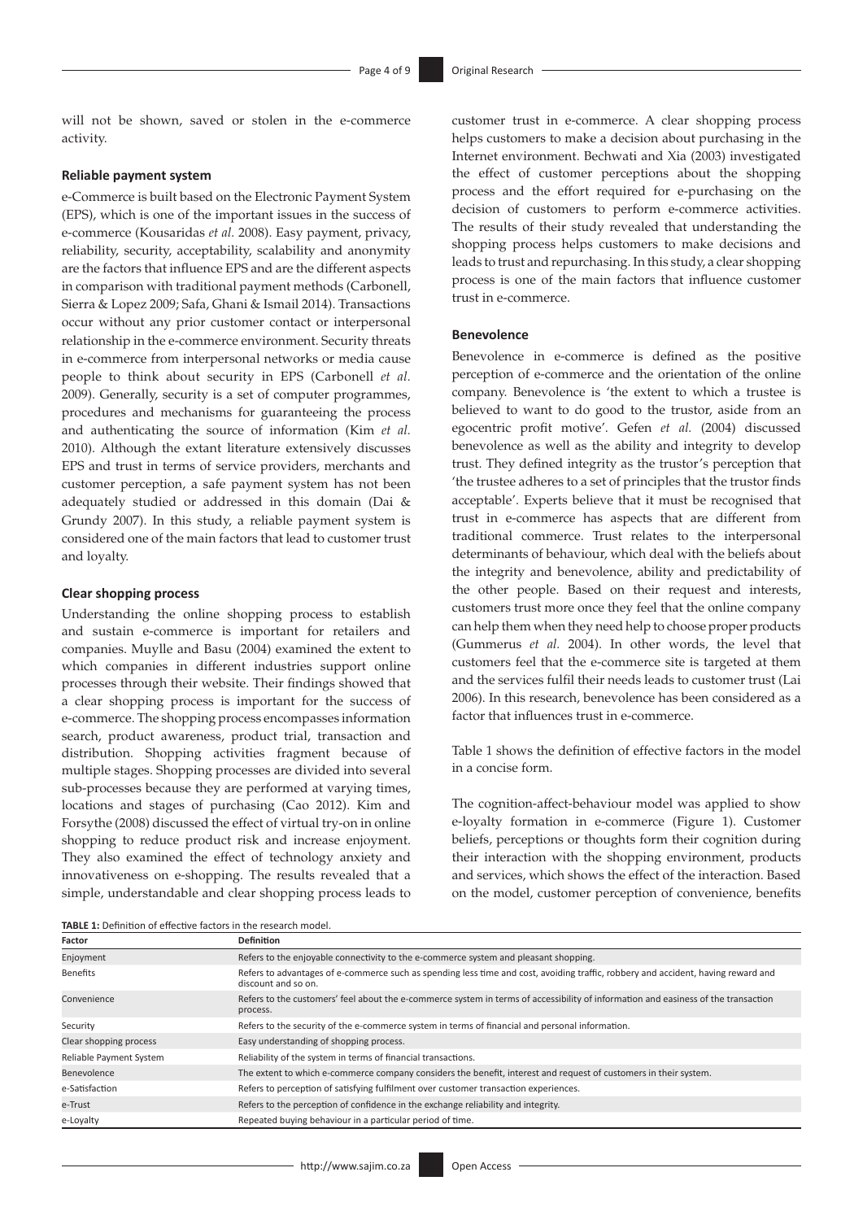will not be shown, saved or stolen in the e-commerce activity.

### Reliable payment system

e-Commerce is built based on the Electronic Payment System (EPS), which is one of the important issues in the success of e-commerce (Kousaridas *et al.* 2008). Easy payment, privacy, reliability, security, acceptability, scalability and anonymity are the factors that influence EPS and are the different aspects in comparison with traditional payment methods (Carbonell, Sierra & Lopez 2009; Safa, Ghani & Ismail 2014). Transactions occur without any prior customer contact or interpersonal relationship in the e-commerce environment. Security threats in e-commerce from interpersonal networks or media cause people to think about security in EPS (Carbonell *et al.* 2009). Generally, security is a set of computer programmes, procedures and mechanisms for guaranteeing the process and authenticating the source of information (Kim *et al.* 2010). Although the extant literature extensively discusses EPS and trust in terms of service providers, merchants and customer perception, a safe payment system has not been adequately studied or addressed in this domain (Dai & Grundy 2007). In this study, a reliable payment system is considered one of the main factors that lead to customer trust and loyalty.

### Clear shopping process

Understanding the online shopping process to establish and sustain e-commerce is important for retailers and companies. Muylle and Basu (2004) examined the extent to which companies in different industries support online processes through their website. Their findings showed that a clear shopping process is important for the success of e-commerce. The shopping process encompasses information search, product awareness, product trial, transaction and distribution. Shopping activities fragment because of multiple stages. Shopping processes are divided into several sub-processes because they are performed at varying times, locations and stages of purchasing (Cao 2012). Kim and Forsythe (2008) discussed the effect of virtual try-on in online shopping to reduce product risk and increase enjoyment. They also examined the effect of technology anxiety and innovativeness on e-shopping. The results revealed that a simple, understandable and clear shopping process leads to customer trust in e-commerce. A clear shopping process helps customers to make a decision about purchasing in the Internet environment. Bechwati and Xia (2003) investigated the effect of customer perceptions about the shopping process and the effort required for e-purchasing on the decision of customers to perform e-commerce activities. The results of their study revealed that understanding the shopping process helps customers to make decisions and leads to trust and repurchasing. In this study, a clear shopping process is one of the main factors that influence customer trust in e-commerce.

### Benevolence

Benevolence in e-commerce is defined as the positive perception of e-commerce and the orientation of the online company. Benevolence is 'the extent to which a trustee is believed to want to do good to the trustor, aside from an egocentric profit motive'. Gefen *et al.* (2004) discussed benevolence as well as the ability and integrity to develop trust. They defined integrity as the trustor's perception that 'the trustee adheres to a set of principles that the trustor finds acceptable'. Experts believe that it must be recognised that trust in e-commerce has aspects that are different from traditional commerce. Trust relates to the interpersonal determinants of behaviour, which deal with the beliefs about the integrity and benevolence, ability and predictability of the other people. Based on their request and interests, customers trust more once they feel that the online company can help them when they need help to choose proper products (Gummerus *et al.* 2004). In other words, the level that customers feel that the e-commerce site is targeted at them and the services fulfil their needs leads to customer trust (Lai 2006). In this research, benevolence has been considered as a factor that influences trust in e-commerce.

Table 1 shows the definition of effective factors in the model in a concise form.

The cognition-affect-behaviour model was applied to show e-loyalty formation in e-commerce (Figure 1). Customer beliefs, perceptions or thoughts form their cognition during their interaction with the shopping environment, products and services, which shows the effect of the interaction. Based on the model, customer perception of convenience, benefits

**TABLE 1:** Definition of effective factors in the research model.

| Factor | Definition |
| --- | --- |
| Enjoyment | Refers to the enjoyable connectivity to the e-commerce system and pleasant shopping. |
| Benefits | Refers to advantages of e-commerce such as spending less time and cost, avoiding traffic, robbery and accident, having reward and discount and so on. |
| Convenience | Refers to the customers' feel about the e-commerce system in terms of accessibility of information and easiness of the transaction process. |
| Security | Refers to the security of the e-commerce system in terms of financial and personal information. |
| Clear shopping process | Easy understanding of shopping process. |
| Reliable Payment System | Reliability of the system in terms of financial transactions. |
| Benevolence | The extent to which e-commerce company considers the benefit, interest and request of customers in their system. |
| e-Satisfaction | Refers to perception of satisfying fulfilment over customer transaction experiences. |
| e-Trust | Refers to the perception of confidence in the exchange reliability and integrity. |
| e-Loyalty | Repeated buying behaviour in a particular period of time. |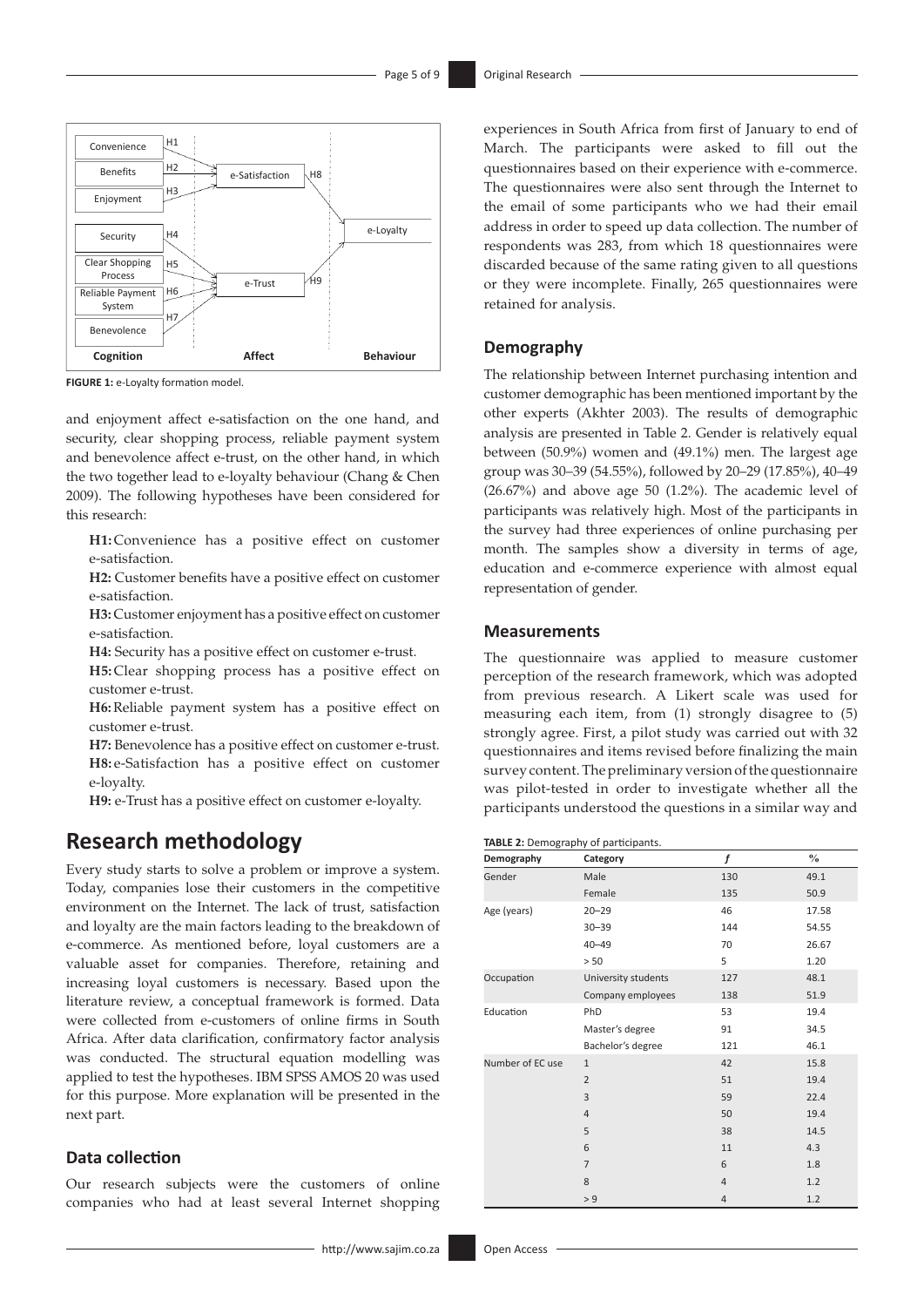FIGURE 1: e-Loyalty formation model.

and enjoyment affect e-satisfaction on the one hand, and security, clear shopping process, reliable payment system and benevolence affect e-trust, on the other hand, in which the two together lead to e-loyalty behaviour (Chang & Chen 2009). The following hypotheses have been considered for this research:

**H1:** Convenience has a positive effect on customer e-satisfaction.

**H2:** Customer benefits have a positive effect on customer e-satisfaction.

**H3:** Customer enjoyment has a positive effect on customer e-satisfaction.

**H4:** Security has a positive effect on customer e-trust.

**H5:** Clear shopping process has a positive effect on customer e-trust.

**H6:** Reliable payment system has a positive effect on customer e-trust.

**H7:** Benevolence has a positive effect on customer e-trust.

**H8:** e-Satisfaction has a positive effect on customer e-loyalty.

**H9:** e-Trust has a positive effect on customer e-loyalty.

# Research methodology

Every study starts to solve a problem or improve a system. Today, companies lose their customers in the competitive environment on the Internet. The lack of trust, satisfaction and loyalty are the main factors leading to the breakdown of e-commerce. As mentioned before, loyal customers are a valuable asset for companies. Therefore, retaining and increasing loyal customers is necessary. Based upon the literature review, a conceptual framework is formed. Data were collected from e-customers of online firms in South Africa. After data clarification, confirmatory factor analysis was conducted. The structural equation modelling was applied to test the hypotheses. IBM SPSS AMOS 20 was used for this purpose. More explanation will be presented in the next part.

## Data collection

Our research subjects were the customers of online companies who had at least several Internet shopping experiences in South Africa from first of January to end of March. The participants were asked to fill out the questionnaires based on their experience with e-commerce. The questionnaires were also sent through the Internet to the email of some participants who we had their email address in order to speed up data collection. The number of respondents was 283, from which 18 questionnaires were discarded because of the same rating given to all questions or they were incomplete. Finally, 265 questionnaires were retained for analysis.

## Demography

The relationship between Internet purchasing intention and customer demographic has been mentioned important by the other experts (Akhter 2003). The results of demographic analysis are presented in Table 2. Gender is relatively equal between (50.9%) women and (49.1%) men. The largest age group was 30–39 (54.55%), followed by 20–29 (17.85%), 40–49 (26.67%) and above age 50 (1.2%). The academic level of participants was relatively high. Most of the participants in the survey had three experiences of online purchasing per month. The samples show a diversity in terms of age, education and e-commerce experience with almost equal representation of gender.

## Measurements

The questionnaire was applied to measure customer perception of the research framework, which was adopted from previous research. A Likert scale was used for measuring each item, from (1) strongly disagree to (5) strongly agree. First, a pilot study was carried out with 32 questionnaires and items revised before finalizing the main survey content. The preliminary version of the questionnaire was pilot-tested in order to investigate whether all the participants understood the questions in a similar way and

**TABLE 2:** Demography of participants.

| Demography | Category | *f* | % |
|---|---|---|---|
| Gender | Male | 130 | 49.1 |
| | Female | 135 | 50.9 |
| Age (years) | 20–29 | 46 | 17.58 |
| | 30–39 | 144 | 54.55 |
| | 40–49 | 70 | 26.67 |
| | > 50 | 5 | 1.20 |
| Occupation | University students | 127 | 48.1 |
| | Company employees | 138 | 51.9 |
| Education | PhD | 53 | 19.4 |
| | Master's degree | 91 | 34.5 |
| | Bachelor's degree | 121 | 46.1 |
| Number of EC use | 1 | 42 | 15.8 |
| | 2 | 51 | 19.4 |
| | 3 | 59 | 22.4 |
| | 4 | 50 | 19.4 |
| | 5 | 38 | 14.5 |
| | 6 | 11 | 4.3 |
| | 7 | 6 | 1.8 |
| | 8 | 4 | 1.2 |
| | > 9 | 4 | 1.2 |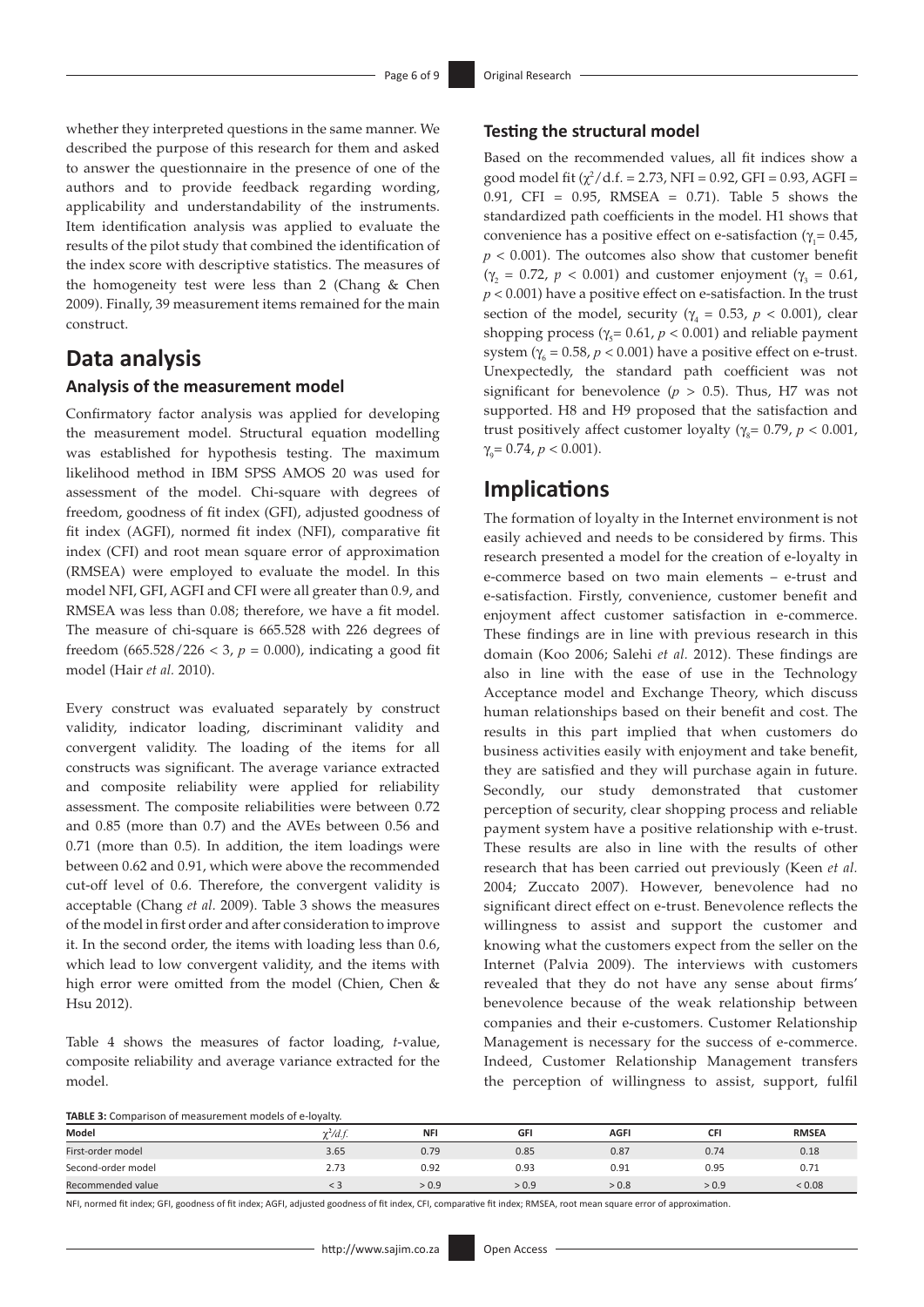whether they interpreted questions in the same manner. We described the purpose of this research for them and asked to answer the questionnaire in the presence of one of the authors and to provide feedback regarding wording, applicability and understandability of the instruments. Item identification analysis was applied to evaluate the results of the pilot study that combined the identification of the index score with descriptive statistics. The measures of the homogeneity test were less than 2 (Chang & Chen 2009). Finally, 39 measurement items remained for the main construct.

# Data analysis

## Analysis of the measurement model

Confirmatory factor analysis was applied for developing the measurement model. Structural equation modelling was established for hypothesis testing. The maximum likelihood method in IBM SPSS AMOS 20 was used for assessment of the model. Chi-square with degrees of freedom, goodness of fit index (GFI), adjusted goodness of fit index (AGFI), normed fit index (NFI), comparative fit index (CFI) and root mean square error of approximation (RMSEA) were employed to evaluate the model. In this model NFI, GFI, AGFI and CFI were all greater than 0.9, and RMSEA was less than 0.08; therefore, we have a fit model. The measure of chi-square is 665.528 with 226 degrees of freedom ($665.528/226 < 3$, $p = 0.000$), indicating a good fit model (Hair *et al.* 2010).

Every construct was evaluated separately by construct validity, indicator loading, discriminant validity and convergent validity. The loading of the items for all constructs was significant. The average variance extracted and composite reliability were applied for reliability assessment. The composite reliabilities were between 0.72 and 0.85 (more than 0.7) and the AVEs between 0.56 and 0.71 (more than 0.5). In addition, the item loadings were between 0.62 and 0.91, which were above the recommended cut-off level of 0.6. Therefore, the convergent validity is acceptable (Chang *et al.* 2009). Table 3 shows the measures of the model in first order and after consideration to improve it. In the second order, the items with loading less than 0.6, which lead to low convergent validity, and the items with high error were omitted from the model (Chien, Chen & Hsu 2012).

Table 4 shows the measures of factor loading, *t*-value, composite reliability and average variance extracted for the model.

## Testing the structural model

Based on the recommended values, all fit indices show a good model fit ($\chi^2$/d.f. = 2.73, NFI = 0.92, GFI = 0.93, AGFI = 0.91, CFI = 0.95, RMSEA = 0.71). Table 5 shows the standardized path coefficients in the model. H1 shows that convenience has a positive effect on e-satisfaction ($\gamma_1 = 0.45$, $p < 0.001$). The outcomes also show that customer benefit ($\gamma_2 = 0.72$, $p < 0.001$) and customer enjoyment ($\gamma_3 = 0.61$, $p < 0.001$) have a positive effect on e-satisfaction. In the trust section of the model, security ($\gamma_4 = 0.53$, $p < 0.001$), clear shopping process ($\gamma_5 = 0.61$, $p < 0.001$) and reliable payment system ($\gamma_6 = 0.58$, $p < 0.001$) have a positive effect on e-trust. Unexpectedly, the standard path coefficient was not significant for benevolence ($p > 0.5$). Thus, H7 was not supported. H8 and H9 proposed that the satisfaction and trust positively affect customer loyalty ($\gamma_8 = 0.79$, $p < 0.001$, $\gamma_9 = 0.74$, $p < 0.001$).

# Implications

The formation of loyalty in the Internet environment is not easily achieved and needs to be considered by firms. This research presented a model for the creation of e-loyalty in e-commerce based on two main elements – e-trust and e-satisfaction. Firstly, convenience, customer benefit and enjoyment affect customer satisfaction in e-commerce. These findings are in line with previous research in this domain (Koo 2006; Salehi *et al.* 2012). These findings are also in line with the ease of use in the Technology Acceptance model and Exchange Theory, which discuss human relationships based on their benefit and cost. The results in this part implied that when customers do business activities easily with enjoyment and take benefit, they are satisfied and they will purchase again in future. Secondly, our study demonstrated that customer perception of security, clear shopping process and reliable payment system have a positive relationship with e-trust. These results are also in line with the results of other research that has been carried out previously (Keen *et al.* 2004; Zuccato 2007). However, benevolence had no significant direct effect on e-trust. Benevolence reflects the willingness to assist and support the customer and knowing what the customers expect from the seller on the Internet (Palvia 2009). The interviews with customers revealed that they do not have any sense about firms' benevolence because of the weak relationship between companies and their e-customers. Customer Relationship Management is necessary for the success of e-commerce. Indeed, Customer Relationship Management transfers the perception of willingness to assist, support, fulfil

**TABLE 3:** Comparison of measurement models of e-loyalty.

| Model | $\chi^2/d.f.$ | NFI | GFI | AGFI | CFI | RMSEA |
|---|---|---|---|---|---|---|
| First-order model | 3.65 | 0.79 | 0.85 | 0.87 | 0.74 | 0.18 |
| Second-order model | 2.73 | 0.92 | 0.93 | 0.91 | 0.95 | 0.71 |
| Recommended value | < 3 | > 0.9 | > 0.9 | > 0.8 | > 0.9 | < 0.08 |

NFI, normed fit index; GFI, goodness of fit index; AGFI, adjusted goodness of fit index, CFI, comparative fit index; RMSEA, root mean square error of approximation.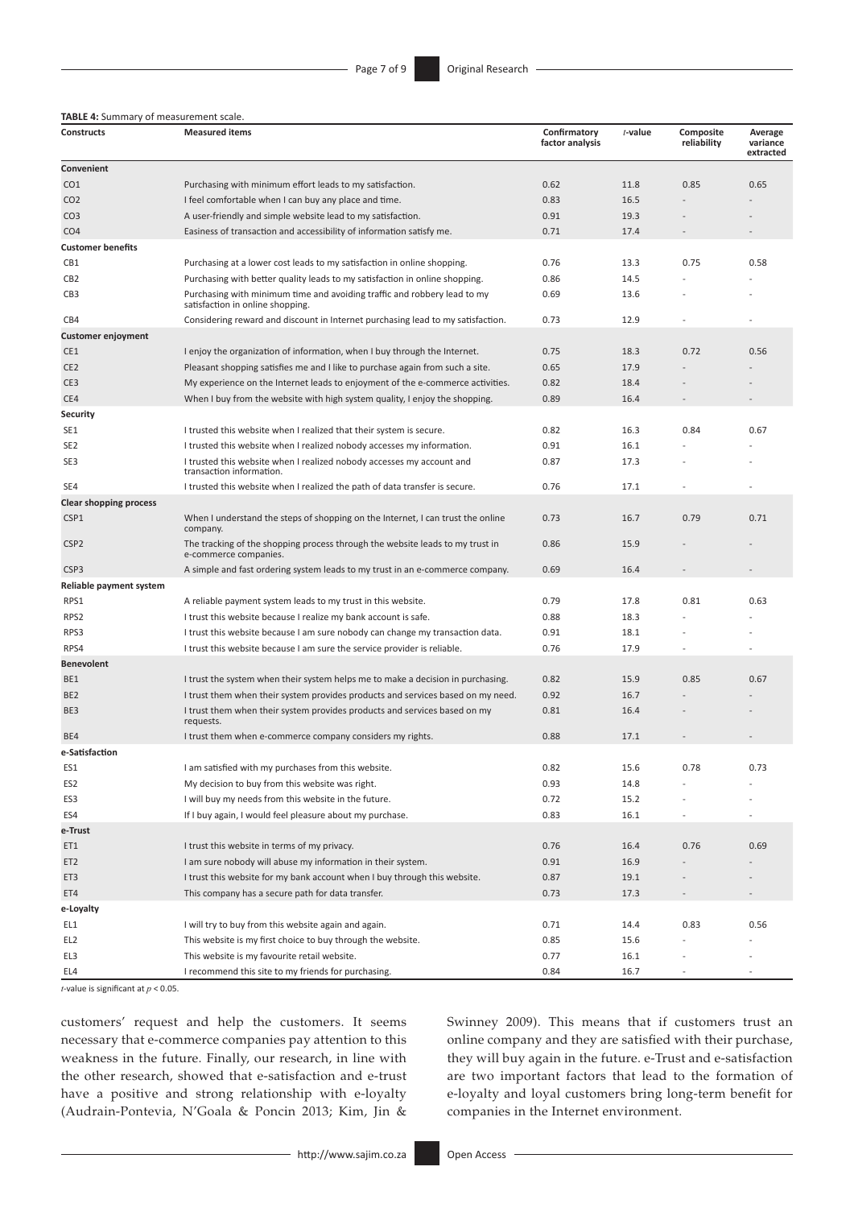**TABLE 4:** Summary of measurement scale.

| Constructs | Measured items | Confirmatory factor analysis | *t*-value | Composite reliability | Average variance extracted |
|---|---|---|---|---|---|
| **Convenient** | | | | | |
| CO1 | Purchasing with minimum effort leads to my satisfaction. | 0.62 | 11.8 | 0.85 | 0.65 |
| CO2 | I feel comfortable when I can buy any place and time. | 0.83 | 16.5 | - | - |
| CO3 | A user-friendly and simple website lead to my satisfaction. | 0.91 | 19.3 | - | - |
| CO4 | Easiness of transaction and accessibility of information satisfy me. | 0.71 | 17.4 | - | - |
| **Customer benefits** | | | | | |
| CB1 | Purchasing at a lower cost leads to my satisfaction in online shopping. | 0.76 | 13.3 | 0.75 | 0.58 |
| CB2 | Purchasing with better quality leads to my satisfaction in online shopping. | 0.86 | 14.5 | - | - |
| CB3 | Purchasing with minimum time and avoiding traffic and robbery lead to my satisfaction in online shopping. | 0.69 | 13.6 | - | - |
| CB4 | Considering reward and discount in Internet purchasing lead to my satisfaction. | 0.73 | 12.9 | - | - |
| **Customer enjoyment** | | | | | |
| CE1 | I enjoy the organization of information, when I buy through the Internet. | 0.75 | 18.3 | 0.72 | 0.56 |
| CE2 | Pleasant shopping satisfies me and I like to purchase again from such a site. | 0.65 | 17.9 | - | - |
| CE3 | My experience on the Internet leads to enjoyment of the e-commerce activities. | 0.82 | 18.4 | - | - |
| CE4 | When I buy from the website with high system quality, I enjoy the shopping. | 0.89 | 16.4 | - | - |
| **Security** | | | | | |
| SE1 | I trusted this website when I realized that their system is secure. | 0.82 | 16.3 | 0.84 | 0.67 |
| SE2 | I trusted this website when I realized nobody accesses my information. | 0.91 | 16.1 | - | - |
| SE3 | I trusted this website when I realized nobody accesses my account and transaction information. | 0.87 | 17.3 | - | - |
| SE4 | I trusted this website when I realized the path of data transfer is secure. | 0.76 | 17.1 | - | - |
| **Clear shopping process** | | | | | |
| CSP1 | When I understand the steps of shopping on the Internet, I can trust the online company. | 0.73 | 16.7 | 0.79 | 0.71 |
| CSP2 | The tracking of the shopping process through the website leads to my trust in e-commerce companies. | 0.86 | 15.9 | - | - |
| CSP3 | A simple and fast ordering system leads to my trust in an e-commerce company. | 0.69 | 16.4 | - | - |
| **Reliable payment system** | | | | | |
| RPS1 | A reliable payment system leads to my trust in this website. | 0.79 | 17.8 | 0.81 | 0.63 |
| RPS2 | I trust this website because I realize my bank account is safe. | 0.88 | 18.3 | - | - |
| RPS3 | I trust this website because I am sure nobody can change my transaction data. | 0.91 | 18.1 | - | - |
| RPS4 | I trust this website because I am sure the service provider is reliable. | 0.76 | 17.9 | - | - |
| **Benevolent** | | | | | |
| BE1 | I trust the system when their system helps me to make a decision in purchasing. | 0.82 | 15.9 | 0.85 | 0.67 |
| BE2 | I trust them when their system provides products and services based on my need. | 0.92 | 16.7 | - | - |
| BE3 | I trust them when their system provides products and services based on my requests. | 0.81 | 16.4 | - | - |
| BE4 | I trust them when e-commerce company considers my rights. | 0.88 | 17.1 | - | - |
| **e-Satisfaction** | | | | | |
| ES1 | I am satisfied with my purchases from this website. | 0.82 | 15.6 | 0.78 | 0.73 |
| ES2 | My decision to buy from this website was right. | 0.93 | 14.8 | - | - |
| ES3 | I will buy my needs from this website in the future. | 0.72 | 15.2 | - | - |
| ES4 | If I buy again, I would feel pleasure about my purchase. | 0.83 | 16.1 | - | - |
| **e-Trust** | | | | | |
| ET1 | I trust this website in terms of my privacy. | 0.76 | 16.4 | 0.76 | 0.69 |
| ET2 | I am sure nobody will abuse my information in their system. | 0.91 | 16.9 | - | - |
| ET3 | I trust this website for my bank account when I buy through this website. | 0.87 | 19.1 | - | - |
| ET4 | This company has a secure path for data transfer. | 0.73 | 17.3 | - | - |
| **e-Loyalty** | | | | | |
| EL1 | I will try to buy from this website again and again. | 0.71 | 14.4 | 0.83 | 0.56 |
| EL2 | This website is my first choice to buy through the website. | 0.85 | 15.6 | - | - |
| EL3 | This website is my favourite retail website. | 0.77 | 16.1 | - | - |
| EL4 | I recommend this site to my friends for purchasing. | 0.84 | 16.7 | - | - |

*t*-value is significant at $p < 0.05$.

customers' request and help the customers. It seems necessary that e-commerce companies pay attention to this weakness in the future. Finally, our research, in line with the other research, showed that e-satisfaction and e-trust have a positive and strong relationship with e-loyalty (Audrain-Pontevia, N'Goala & Poncin 2013; Kim, Jin & Swinney 2009). This means that if customers trust an online company and they are satisfied with their purchase, they will buy again in the future. e-Trust and e-satisfaction are two important factors that lead to the formation of e-loyalty and loyal customers bring long-term benefit for companies in the Internet environment.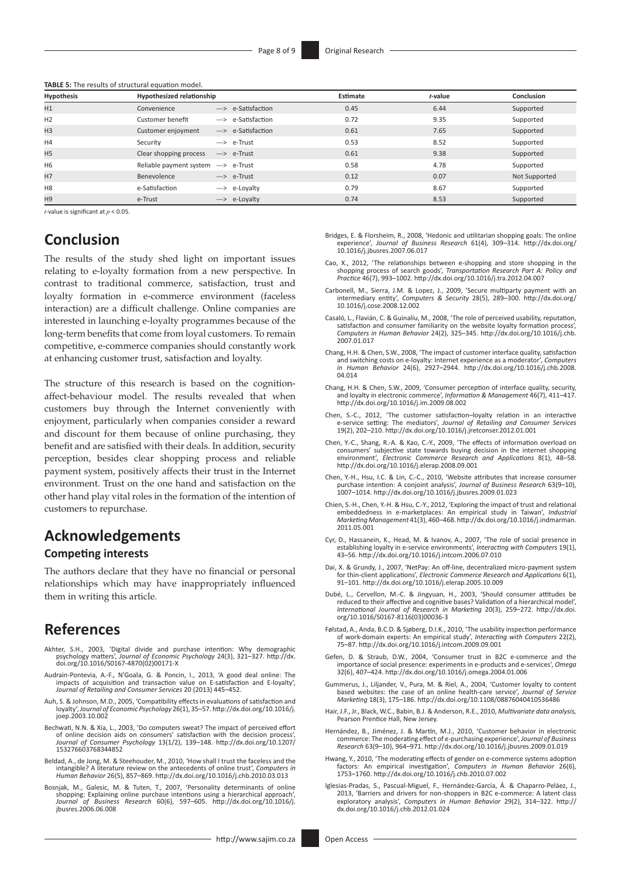**TABLE 5:** The results of structural equation model.

| Hypothesis | Hypothesized relationship | | | Estimate | *t*-value | Conclusion |
|---|---|---|---|---|---|---|
| H1 | Convenience | ---> | e-Satisfaction | 0.45 | 6.44 | Supported |
| H2 | Customer benefit | ---> | e-Satisfaction | 0.72 | 9.35 | Supported |
| H3 | Customer enjoyment | ---> | e-Satisfaction | 0.61 | 7.65 | Supported |
| H4 | Security | ---> | e-Trust | 0.53 | 8.52 | Supported |
| H5 | Clear shopping process | ---> | e-Trust | 0.61 | 9.38 | Supported |
| H6 | Reliable payment system | ---> | e-Trust | 0.58 | 4.78 | Supported |
| H7 | Benevolence | ---> | e-Trust | 0.12 | 0.07 | Not Supported |
| H8 | e-Satisfaction | ---> | e-Loyalty | 0.79 | 8.67 | Supported |
| H9 | e-Trust | ---> | e-Loyalty | 0.74 | 8.53 | Supported |

*t*-value is significant at $p < 0.05$.

# Conclusion

The results of the study shed light on important issues relating to e-loyalty formation from a new perspective. In contrast to traditional commerce, satisfaction, trust and loyalty formation in e-commerce environment (faceless interaction) are a difficult challenge. Online companies are interested in launching e-loyalty programmes because of the long-term benefits that come from loyal customers. To remain competitive, e-commerce companies should constantly work at enhancing customer trust, satisfaction and loyalty.

The structure of this research is based on the cognition-affect-behaviour model. The results revealed that when customers buy through the Internet conveniently with enjoyment, particularly when companies consider a reward and discount for them because of online purchasing, they benefit and are satisfied with their deals. In addition, security perception, besides clear shopping process and reliable payment system, positively affects their trust in the Internet environment. Trust on the one hand and satisfaction on the other hand play vital roles in the formation of the intention of customers to repurchase.

# Acknowledgements

## Competing interests

The authors declare that they have no financial or personal relationships which may have inappropriately influenced them in writing this article.

# References

Akhter, S.H., 2003, 'Digital divide and purchase intention: Why demographic psychology matters', *Journal of Economic Psychology* 24(3), 321–327. http://dx.doi.org/10.1016/S0167-4870(02)00171-X

Audrain-Pontevia, A.-F., N'Goala, G. & Poncin, I., 2013, 'A good deal online: The impacts of acquisition and transaction value on E-satisfaction and E-loyalty', *Journal of Retailing and Consumer Services* 20 (2013) 445–452.

Auh, S. & Johnson, M.D., 2005, 'Compatibility effects in evaluations of satisfaction and loyalty', *Journal of Economic Psychology* 26(1), 35–57. http://dx.doi.org/10.1016/j.joep.2003.10.002

Bechwati, N.N. & Xia, L., 2003, 'Do computers sweat? The impact of perceived effort of online decision aids on consumers' satisfaction with the decision process', *Journal of Consumer Psychology* 13(1/2), 139–148. http://dx.doi.org/10.1207/153276603768344852

Beldad, A., de Jong, M. & Steehouder, M., 2010, 'How shall I trust the faceless and the intangible? A literature review on the antecedents of online trust', *Computers in Human Behavior* 26(5), 857–869. http://dx.doi.org/10.1016/j.chb.2010.03.013

Bosnjak, M., Galesic, M. & Tuten, T., 2007, 'Personality determinants of online shopping: Explaining online purchase intentions using a hierarchical approach', *Journal of Business Research* 60(6), 597–605. http://dx.doi.org/10.1016/j.jbusres.2006.06.008

Bridges, E. & Florsheim, R., 2008, 'Hedonic and utilitarian shopping goals: The online experience', *Journal of Business Research* 61(4), 309–314. http://dx.doi.org/10.1016/j.jbusres.2007.06.017

Cao, X., 2012, 'The relationships between e-shopping and store shopping in the shopping process of search goods', *Transportation Research Part A: Policy and Practice* 46(7), 993–1002. http://dx.doi.org/10.1016/j.tra.2012.04.007

Carbonell, M., Sierra, J.M. & Lopez, J., 2009, 'Secure multiparty payment with an intermediary entity', *Computers & Security* 28(5), 289–300. http://dx.doi.org/10.1016/j.cose.2008.12.002

Casaló, L., Flavián, C. & Guinalíu, M., 2008, 'The role of perceived usability, reputation, satisfaction and consumer familiarity on the website loyalty formation process', *Computers in Human Behavior* 24(2), 325–345. http://dx.doi.org/10.1016/j.chb.2007.01.017

Chang, H.H. & Chen, S.W., 2008, 'The impact of customer interface quality, satisfaction and switching costs on e-loyalty: Internet experience as a moderator', *Computers in Human Behavior* 24(6), 2927–2944. http://dx.doi.org/10.1016/j.chb.2008.04.014

Chang, H.H. & Chen, S.W., 2009, 'Consumer perception of interface quality, security, and loyalty in electronic commerce', *Information & Management* 46(7), 411–417. http://dx.doi.org/10.1016/j.im.2009.08.002

Chen, S.-C., 2012, 'The customer satisfaction–loyalty relation in an interactive e-service setting: The mediators', *Journal of Retailing and Consumer Services* 19(2), 202–210. http://dx.doi.org/10.1016/j.jretconser.2012.01.001

Chen, Y.-C., Shang, R.-A. & Kao, C.-Y., 2009, 'The effects of information overload on consumers' subjective state towards buying decision in the internet shopping environment', *Electronic Commerce Research and Applications* 8(1), 48–58. http://dx.doi.org/10.1016/j.elerap.2008.09.001

Chen, Y.-H., Hsu, I.C. & Lin, C.-C., 2010, 'Website attributes that increase consumer purchase intention: A conjoint analysis', *Journal of Business Research* 63(9–10), 1007–1014. http://dx.doi.org/10.1016/j.jbusres.2009.01.023

Chien, S.-H., Chen, Y.-H. & Hsu, C.-Y., 2012, 'Exploring the impact of trust and relational embeddedness in e-marketplaces: An empirical study in Taiwan', *Industrial Marketing Management* 41(3), 460–468. http://dx.doi.org/10.1016/j.indmarman.2011.05.001

Cyr, D., Hassanein, K., Head, M. & Ivanov, A., 2007, 'The role of social presence in establishing loyalty in e-service environments', *Interacting with Computers* 19(1), 43–56. http://dx.doi.org/10.1016/j.intcom.2006.07.010

Dai, X. & Grundy, J., 2007, 'NetPay: An off-line, decentralized micro-payment system for thin-client applications', *Electronic Commerce Research and Applications* 6(1), 91–101. http://dx.doi.org/10.1016/j.elerap.2005.10.009

Dubé, L., Cervellon, M.-C. & Jingyuan, H., 2003, 'Should consumer attitudes be reduced to their affective and cognitive bases? Validation of a hierarchical model', *International Journal of Research in Marketing* 20(3), 259–272. http://dx.doi.org/10.1016/S0167-8116(03)00036-3

Følstad, A., Anda, B.C.D. & Sjøberg, D.I.K., 2010, 'The usability inspection performance of work-domain experts: An empirical study', *Interacting with Computers* 22(2), 75–87. http://dx.doi.org/10.1016/j.intcom.2009.09.001

Gefen, D. & Straub, D.W., 2004, 'Consumer trust in B2C e-commerce and the importance of social presence: experiments in e-products and e-services', *Omega* 32(6), 407–424. http://dx.doi.org/10.1016/j.omega.2004.01.006

Gummerus, J., Liljander, V., Pura, M. & Riel, A., 2004, 'Customer loyalty to content based websites: the case of an online health-care service', *Journal of Service Marketing* 18(3), 175–186. http://dx.doi.org/10.1108/08876040410536486

Hair, J.F., Jr., Black, W.C., Babin, B.J. & Anderson, R.E., 2010, *Multivariate data analysis,* Pearson Prentice Hall, New Jersey.

Hernández, B., Jiménez, J. & Martín, M.J., 2010, 'Customer behavior in electronic commerce: The moderating effect of e-purchasing experience', *Journal of Business Research* 63(9–10), 964–971. http://dx.doi.org/10.1016/j.jbusres.2009.01.019

Hwang, Y., 2010, 'The moderating effects of gender on e-commerce systems adoption factors: An empirical investigation', *Computers in Human Behavior* 26(6), 1753–1760. http://dx.doi.org/10.1016/j.chb.2010.07.002

Iglesias-Pradas, S., Pascual-Miguel, F., Hernández-García, Á. & Chaparro-Peláez, J., 2013, 'Barriers and drivers for non-shoppers in B2C e-commerce: A latent class exploratory analysis', *Computers in Human Behavior* 29(2), 314–322. http://dx.doi.org/10.1016/j.chb.2012.01.024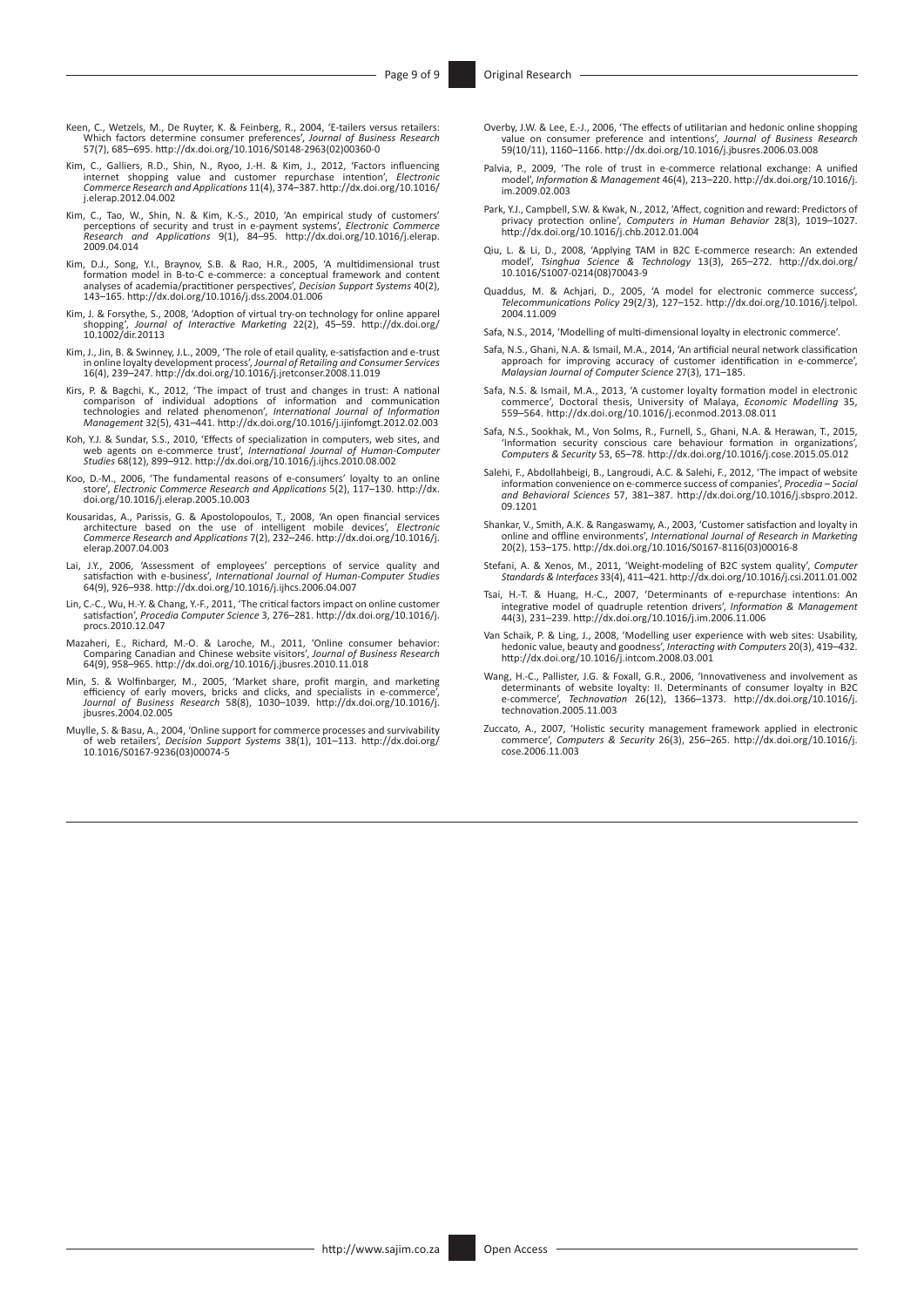Keen, C., Wetzels, M., De Ruyter, K. & Feinberg, R., 2004, 'E-tailers versus retailers: Which factors determine consumer preferences', *Journal of Business Research* 57(7), 685–695. http://dx.doi.org/10.1016/S0148-2963(02)00360-0

Kim, C., Galliers, R.D., Shin, N., Ryoo, J.-H. & Kim, J., 2012, 'Factors influencing internet shopping value and customer repurchase intention', *Electronic Commerce Research and Applications* 11(4), 374–387. http://dx.doi.org/10.1016/j.elerap.2012.04.002

Kim, C., Tao, W., Shin, N. & Kim, K.-S., 2010, 'An empirical study of customers' perceptions of security and trust in e-payment systems', *Electronic Commerce Research and Applications* 9(1), 84–95. http://dx.doi.org/10.1016/j.elerap.2009.04.014

Kim, D.J., Song, Y.I., Braynov, S.B. & Rao, H.R., 2005, 'A multidimensional trust formation model in B-to-C e-commerce: a conceptual framework and content analyses of academia/practitioner perspectives', *Decision Support Systems* 40(2), 143–165. http://dx.doi.org/10.1016/j.dss.2004.01.006

Kim, J. & Forsythe, S., 2008, 'Adoption of virtual try-on technology for online apparel shopping', *Journal of Interactive Marketing* 22(2), 45–59. http://dx.doi.org/10.1002/dir.20113

Kim, J., Jin, B. & Swinney, J.L., 2009, 'The role of etail quality, e-satisfaction and e-trust in online loyalty development process', *Journal of Retailing and Consumer Services* 16(4), 239–247. http://dx.doi.org/10.1016/j.jretconser.2008.11.019

Kirs, P. & Bagchi, K., 2012, 'The impact of trust and changes in trust: A national comparison of individual adoptions of information and communication technologies and related phenomenon', *International Journal of Information Management* 32(5), 431–441. http://dx.doi.org/10.1016/j.ijinfomgt.2012.02.003

Koh, Y.J. & Sundar, S.S., 2010, 'Effects of specialization in computers, web sites, and web agents on e-commerce trust', *International Journal of Human-Computer Studies* 68(12), 899–912. http://dx.doi.org/10.1016/j.ijhcs.2010.08.002

Koo, D.-M., 2006, 'The fundamental reasons of e-consumers' loyalty to an online store', *Electronic Commerce Research and Applications* 5(2), 117–130. http://dx.doi.org/10.1016/j.elerap.2005.10.003

Kousaridas, A., Parissis, G. & Apostolopoulos, T., 2008, 'An open financial services architecture based on the use of intelligent mobile devices', *Electronic Commerce Research and Applications* 7(2), 232–246. http://dx.doi.org/10.1016/j.elerap.2007.04.003

Lai, J.Y., 2006, 'Assessment of employees' perceptions of service quality and satisfaction with e-business', *International Journal of Human-Computer Studies* 64(9), 926–938. http://dx.doi.org/10.1016/j.ijhcs.2006.04.007

Lin, C.-C., Wu, H.-Y. & Chang, Y.-F., 2011, 'The critical factors impact on online customer satisfaction', *Procedia Computer Science* 3, 276–281. http://dx.doi.org/10.1016/j.procs.2010.12.047

Mazaheri, E., Richard, M.-O. & Laroche, M., 2011, 'Online consumer behavior: Comparing Canadian and Chinese website visitors', *Journal of Business Research* 64(9), 958–965. http://dx.doi.org/10.1016/j.jbusres.2010.11.018

Min, S. & Wolfinbarger, M., 2005, 'Market share, profit margin, and marketing efficiency of early movers, bricks and clicks, and specialists in e-commerce', *Journal of Business Research* 58(8), 1030–1039. http://dx.doi.org/10.1016/j.jbusres.2004.02.005

Muylle, S. & Basu, A., 2004, 'Online support for commerce processes and survivability of web retailers', *Decision Support Systems* 38(1), 101–113. http://dx.doi.org/10.1016/S0167-9236(03)00074-5

Overby, J.W. & Lee, E.-J., 2006, 'The effects of utilitarian and hedonic online shopping value on consumer preference and intentions', *Journal of Business Research* 59(10/11), 1160–1166. http://dx.doi.org/10.1016/j.jbusres.2006.03.008

Palvia, P., 2009, 'The role of trust in e-commerce relational exchange: A unified model', *Information & Management* 46(4), 213–220. http://dx.doi.org/10.1016/j.im.2009.02.003

Park, Y.J., Campbell, S.W. & Kwak, N., 2012, 'Affect, cognition and reward: Predictors of privacy protection online', *Computers in Human Behavior* 28(3), 1019–1027. http://dx.doi.org/10.1016/j.chb.2012.01.004

Qiu, L. & Li, D., 2008, 'Applying TAM in B2C E-commerce research: An extended model', *Tsinghua Science & Technology* 13(3), 265–272. http://dx.doi.org/10.1016/S1007-0214(08)70043-9

Quaddus, M. & Achjari, D., 2005, 'A model for electronic commerce success', *Telecommunications Policy* 29(2/3), 127–152. http://dx.doi.org/10.1016/j.telpol.2004.11.009

Safa, N.S., 2014, 'Modelling of multi-dimensional loyalty in electronic commerce'.

Safa, N.S., Ghani, N.A. & Ismail, M.A., 2014, 'An artificial neural network classification approach for improving accuracy of customer identification in e-commerce', *Malaysian Journal of Computer Science* 27(3), 171–185.

Safa, N.S. & Ismail, M.A., 2013, 'A customer loyalty formation model in electronic commerce', Doctoral thesis, University of Malaya, *Economic Modelling* 35, 559–564. http://dx.doi.org/10.1016/j.econmod.2013.08.011

Safa, N.S., Sookhak, M., Von Solms, R., Furnell, S., Ghani, N.A. & Herawan, T., 2015, 'Information security conscious care behaviour formation in organizations', *Computers & Security* 53, 65–78. http://dx.doi.org/10.1016/j.cose.2015.05.012

Salehi, F., Abdollahbeigi, B., Langroudi, A.C. & Salehi, F., 2012, 'The impact of website information convenience on e-commerce success of companies', *Procedia – Social and Behavioral Sciences* 57, 381–387. http://dx.doi.org/10.1016/j.sbspro.2012.09.1201

Shankar, V., Smith, A.K. & Rangaswamy, A., 2003, 'Customer satisfaction and loyalty in online and offline environments', *International Journal of Research in Marketing* 20(2), 153–175. http://dx.doi.org/10.1016/S0167-8116(03)00016-8

Stefani, A. & Xenos, M., 2011, 'Weight-modeling of B2C system quality', *Computer Standards & Interfaces* 33(4), 411–421. http://dx.doi.org/10.1016/j.csi.2011.01.002

Tsai, H.-T. & Huang, H.-C., 2007, 'Determinants of e-repurchase intentions: An integrative model of quadruple retention drivers', *Information & Management* 44(3), 231–239. http://dx.doi.org/10.1016/j.im.2006.11.006

Van Schaik, P. & Ling, J., 2008, 'Modelling user experience with web sites: Usability, hedonic value, beauty and goodness', *Interacting with Computers* 20(3), 419–432. http://dx.doi.org/10.1016/j.intcom.2008.03.001

Wang, H.-C., Pallister, J.G. & Foxall, G.R., 2006, 'Innovativeness and involvement as determinants of website loyalty: II. Determinants of consumer loyalty in B2C e-commerce', *Technovation* 26(12), 1366–1373. http://dx.doi.org/10.1016/j.technovation.2005.11.003

Zuccato, A., 2007, 'Holistic security management framework applied in electronic commerce', *Computers & Security* 26(3), 256–265. http://dx.doi.org/10.1016/j.cose.2006.11.003